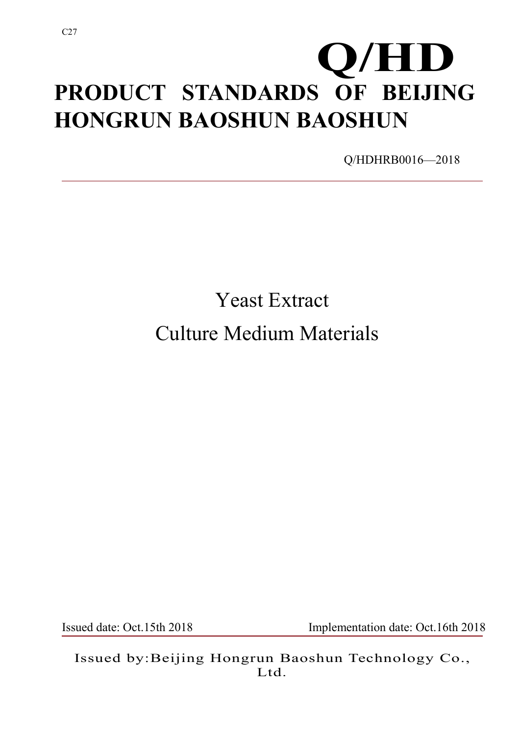C27

# Q/HD

# PRODUCT STANDARDS OF BEIJING HONGRUN BAOSHUN BAOSHUN

Q/HDHRB0016—2018

---

# Yeast Extract

# Culture Medium Materials

Issued date: Oct.15th 2018 Implementation date: Oct.16th 2018

Issued by:Beijing Hongrun Baoshun Technology Co., Ltd.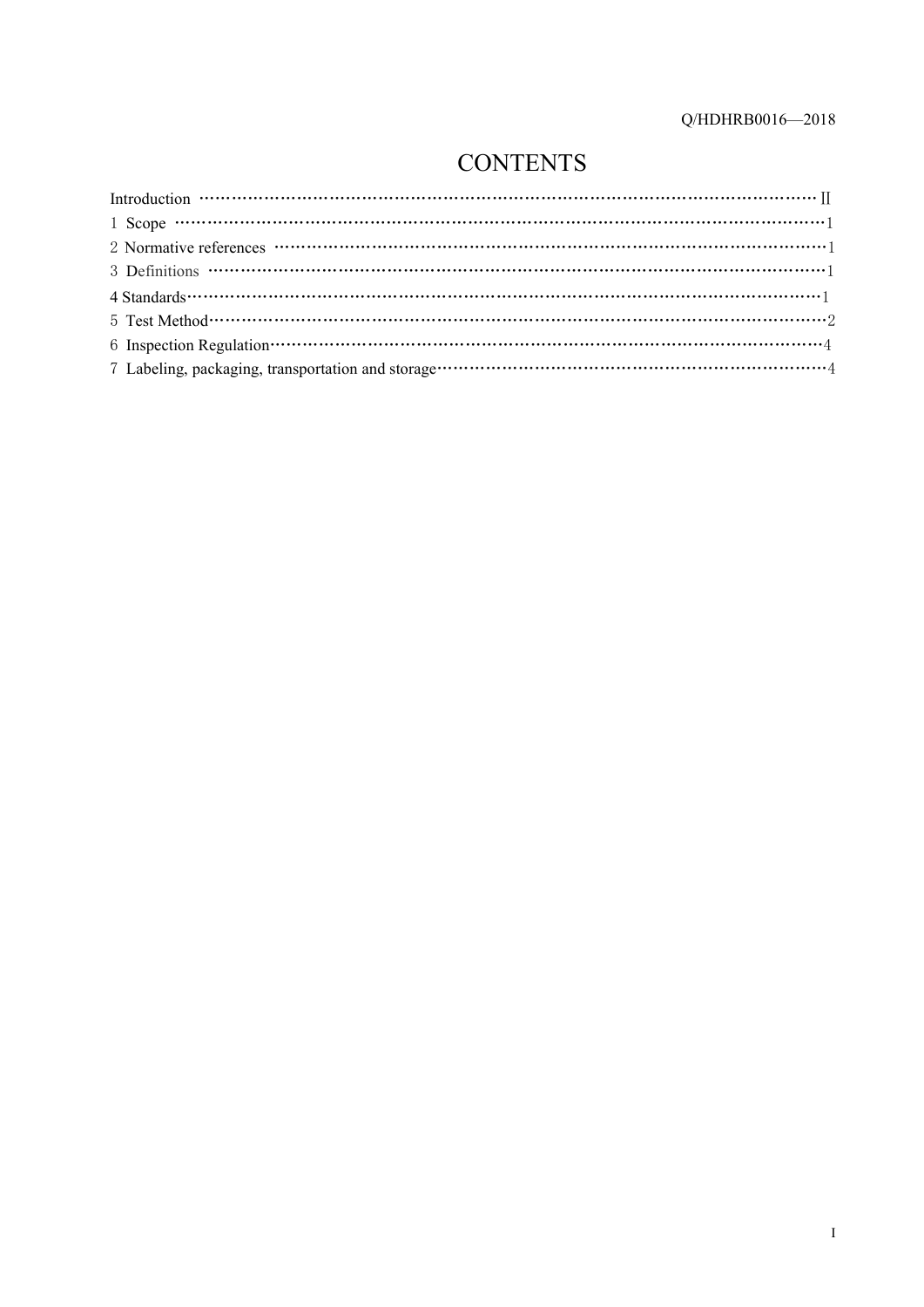# CONTENTS

Introduction ······························································ II
1 Scope ······························································ 1
2 Normative references ······························································ 1
3 Definitions ······························································ 1
4 Standards······························································ 1
5 Test Method······························································ 2
6 Inspection Regulation······························································ 4
7 Labeling, packaging, transportation and storage······························································ 4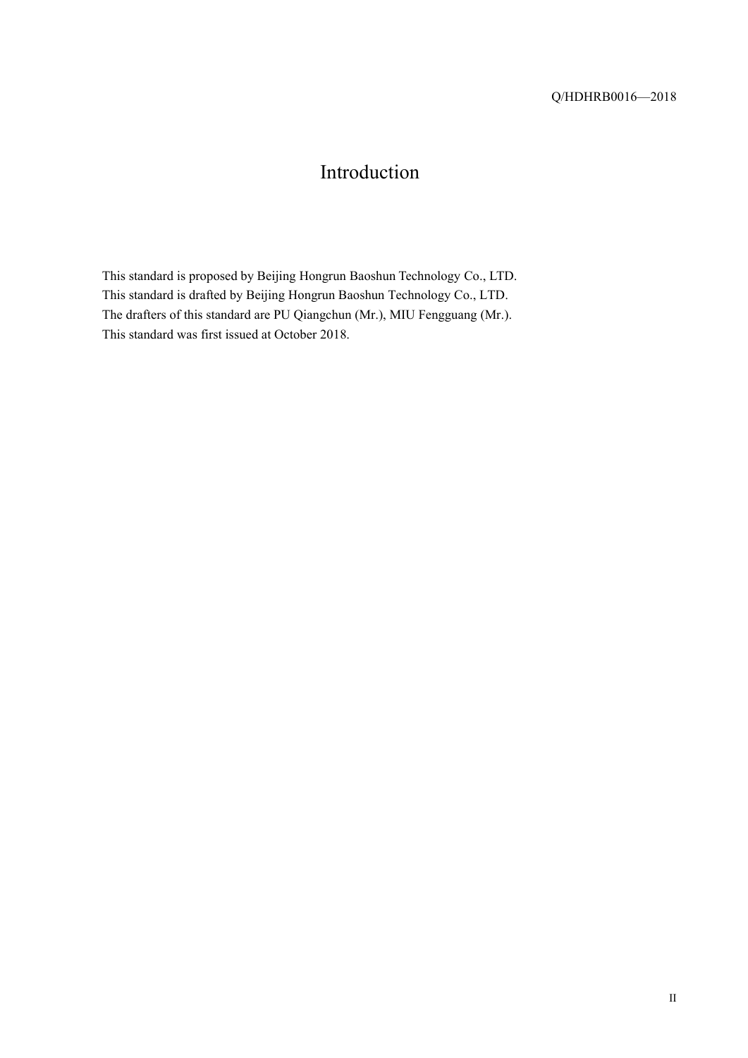# Introduction

This standard is proposed by Beijing Hongrun Baoshun Technology Co., LTD.
This standard is drafted by Beijing Hongrun Baoshun Technology Co., LTD.
The drafters of this standard are PU Qiangchun (Mr.), MIU Fengguang (Mr.).
This standard was first issued at October 2018.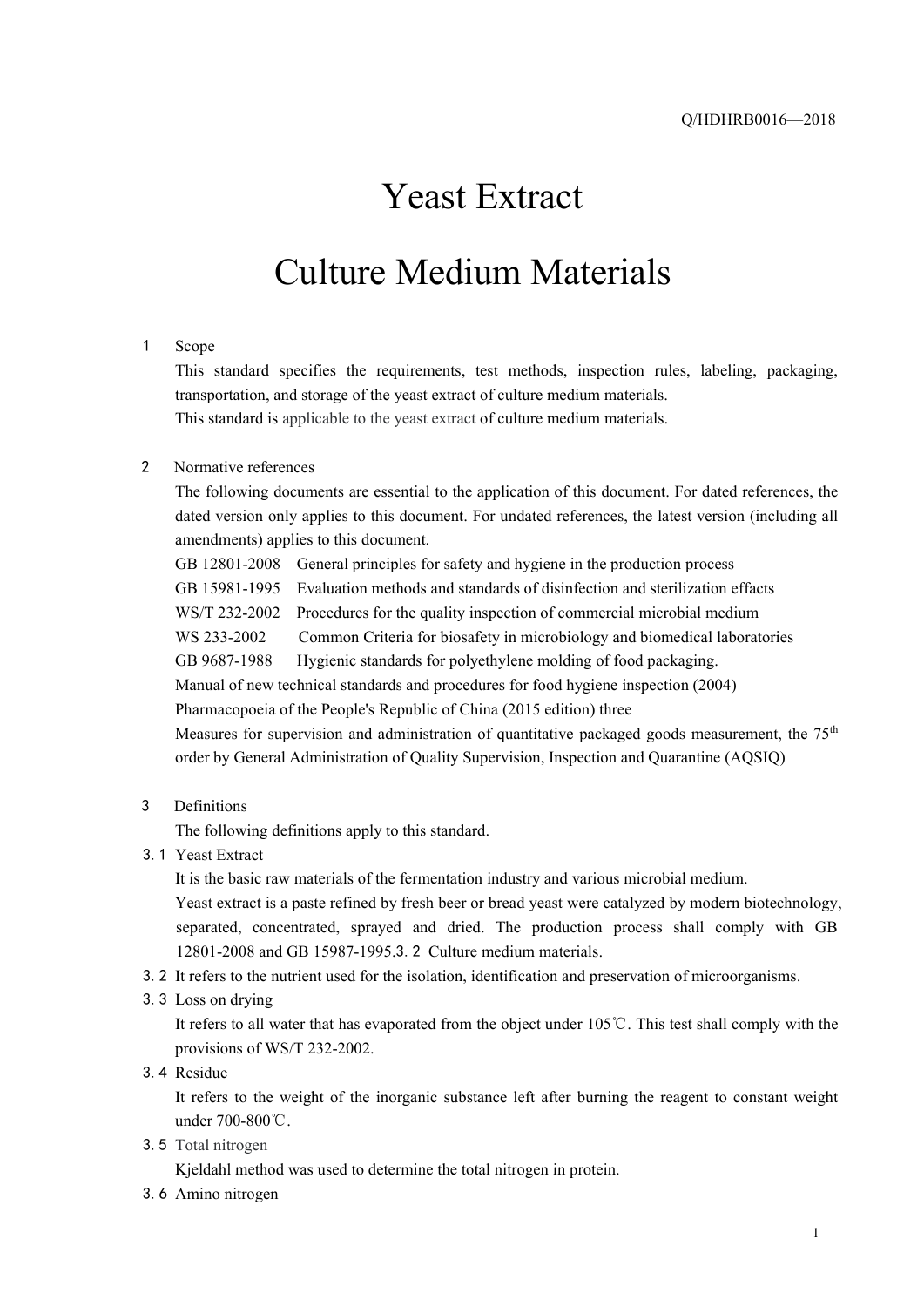# Yeast Extract

# Culture Medium Materials

## 1 Scope

This standard specifies the requirements, test methods, inspection rules, labeling, packaging, transportation, and storage of the yeast extract of culture medium materials.

This standard is applicable to the yeast extract of culture medium materials.

## 2 Normative references

The following documents are essential to the application of this document. For dated references, the dated version only applies to this document. For undated references, the latest version (including all amendments) applies to this document.

GB 12801-2008 General principles for safety and hygiene in the production process

GB 15981-1995 Evaluation methods and standards of disinfection and sterilization effacts

WS/T 232-2002 Procedures for the quality inspection of commercial microbial medium

WS 233-2002 Common Criteria for biosafety in microbiology and biomedical laboratories

GB 9687-1988 Hygienic standards for polyethylene molding of food packaging.

Manual of new technical standards and procedures for food hygiene inspection (2004)

Pharmacopoeia of the People's Republic of China (2015 edition) three

Measures for supervision and administration of quantitative packaged goods measurement, the 75$^{th}$ order by General Administration of Quality Supervision, Inspection and Quarantine (AQSIQ)

## 3 Definitions

The following definitions apply to this standard.

### 3.1 Yeast Extract

It is the basic raw materials of the fermentation industry and various microbial medium.

Yeast extract is a paste refined by fresh beer or bread yeast were catalyzed by modern biotechnology, separated, concentrated, sprayed and dried. The production process shall comply with GB 12801-2008 and GB 15987-1995.3. 2 Culture medium materials.

### 3.2

It refers to the nutrient used for the isolation, identification and preservation of microorganisms.

### 3.3 Loss on drying

It refers to all water that has evaporated from the object under 105℃. This test shall comply with the provisions of WS/T 232-2002.

### 3.4 Residue

It refers to the weight of the inorganic substance left after burning the reagent to constant weight under 700-800℃.

### 3.5 Total nitrogen

Kjeldahl method was used to determine the total nitrogen in protein.

### 3.6 Amino nitrogen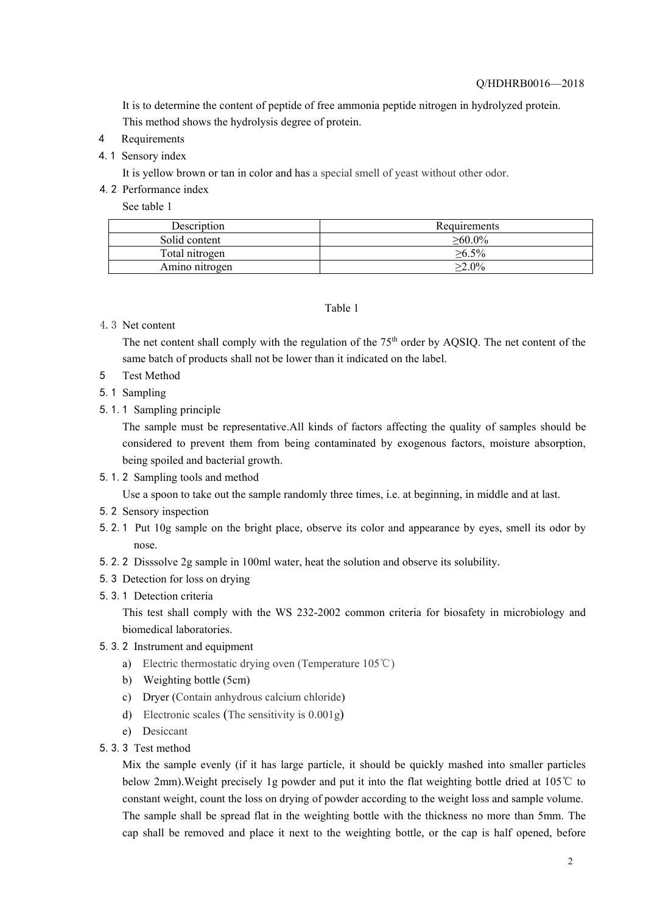It is to determine the content of peptide of free ammonia peptide nitrogen in hydrolyzed protein. This method shows the hydrolysis degree of protein.

## 4 Requirements

### 4.1 Sensory index

It is yellow brown or tan in color and has a special smell of yeast without other odor.

### 4.2 Performance index

See table 1

| Description | Requirements |
|---|---|
| Solid content | ≥60.0% |
| Total nitrogen | ≥6.5% |
| Amino nitrogen | ≥2.0% |

Table 1

### 4.3 Net content

The net content shall comply with the regulation of the 75th order by AQSIQ. The net content of the same batch of products shall not be lower than it indicated on the label.

## 5 Test Method

### 5.1 Sampling

#### 5.1.1 Sampling principle

The sample must be representative.All kinds of factors affecting the quality of samples should be considered to prevent them from being contaminated by exogenous factors, moisture absorption, being spoiled and bacterial growth.

#### 5.1.2 Sampling tools and method

Use a spoon to take out the sample randomly three times, i.e. at beginning, in middle and at last.

### 5.2 Sensory inspection

5.2.1 Put 10g sample on the bright place, observe its color and appearance by eyes, smell its odor by nose.

5.2.2 Disssolve 2g sample in 100ml water, heat the solution and observe its solubility.

### 5.3 Detection for loss on drying

#### 5.3.1 Detection criteria

This test shall comply with the WS 232-2002 common criteria for biosafety in microbiology and biomedical laboratories.

#### 5.3.2 Instrument and equipment

a) Electric thermostatic drying oven (Temperature 105℃)

b) Weighting bottle (5cm)

c) Dryer (Contain anhydrous calcium chloride)

d) Electronic scales (The sensitivity is 0.001g)

e) Desiccant

#### 5.3.3 Test method

Mix the sample evenly (if it has large particle, it should be quickly mashed into smaller particles below 2mm).Weight precisely 1g powder and put it into the flat weighting bottle dried at 105℃ to constant weight, count the loss on drying of powder according to the weight loss and sample volume. The sample shall be spread flat in the weighting bottle with the thickness no more than 5mm. The cap shall be removed and place it next to the weighting bottle, or the cap is half opened, before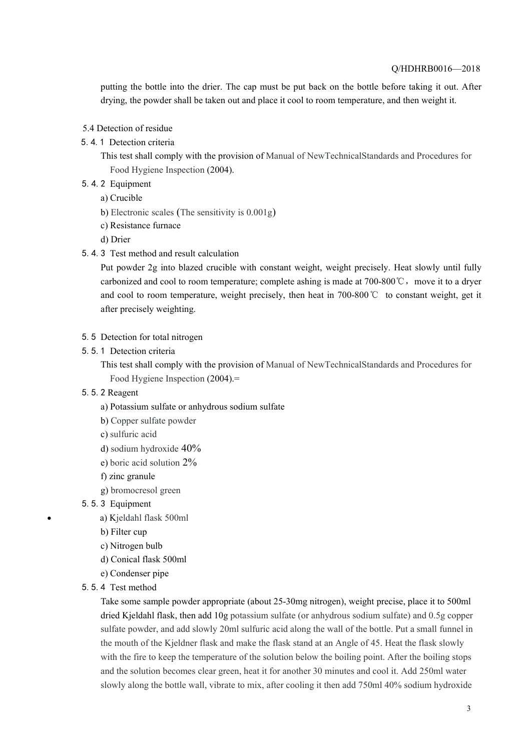putting the bottle into the drier. The cap must be put back on the bottle before taking it out. After drying, the powder shall be taken out and place it cool to room temperature, and then weight it.

5.4 Detection of residue

5. 4. 1 Detection criteria

This test shall comply with the provision of Manual of NewTechnicalStandards and Procedures for Food Hygiene Inspection (2004).

5. 4. 2 Equipment

a) Crucible

b) Electronic scales (The sensitivity is 0.001g)

c) Resistance furnace

d) Drier

5. 4. 3 Test method and result calculation

Put powder 2g into blazed crucible with constant weight, weight precisely. Heat slowly until fully carbonized and cool to room temperature; complete ashing is made at 700-800℃, move it to a dryer and cool to room temperature, weight precisely, then heat in 700-800℃ to constant weight, get it after precisely weighting.

5. 5 Detection for total nitrogen

5. 5. 1 Detection criteria

This test shall comply with the provision of Manual of NewTechnicalStandards and Procedures for Food Hygiene Inspection (2004).=

5. 5. 2 Reagent

a) Potassium sulfate or anhydrous sodium sulfate

b) Copper sulfate powder

c) sulfuric acid

d) sodium hydroxide 40%

e) boric acid solution 2%

f) zinc granule

g) bromocresol green

5. 5. 3 Equipment

- a) Kjeldahl flask 500ml

b) Filter cup

c) Nitrogen bulb

d) Conical flask 500ml

e) Condenser pipe

5. 5. 4 Test method

Take some sample powder appropriate (about 25-30mg nitrogen), weight precise, place it to 500ml dried Kjeldahl flask, then add 10g potassium sulfate (or anhydrous sodium sulfate) and 0.5g copper sulfate powder, and add slowly 20ml sulfuric acid along the wall of the bottle. Put a small funnel in the mouth of the Kjeldner flask and make the flask stand at an Angle of 45. Heat the flask slowly with the fire to keep the temperature of the solution below the boiling point. After the boiling stops and the solution becomes clear green, heat it for another 30 minutes and cool it. Add 250ml water slowly along the bottle wall, vibrate to mix, after cooling it then add 750ml 40% sodium hydroxide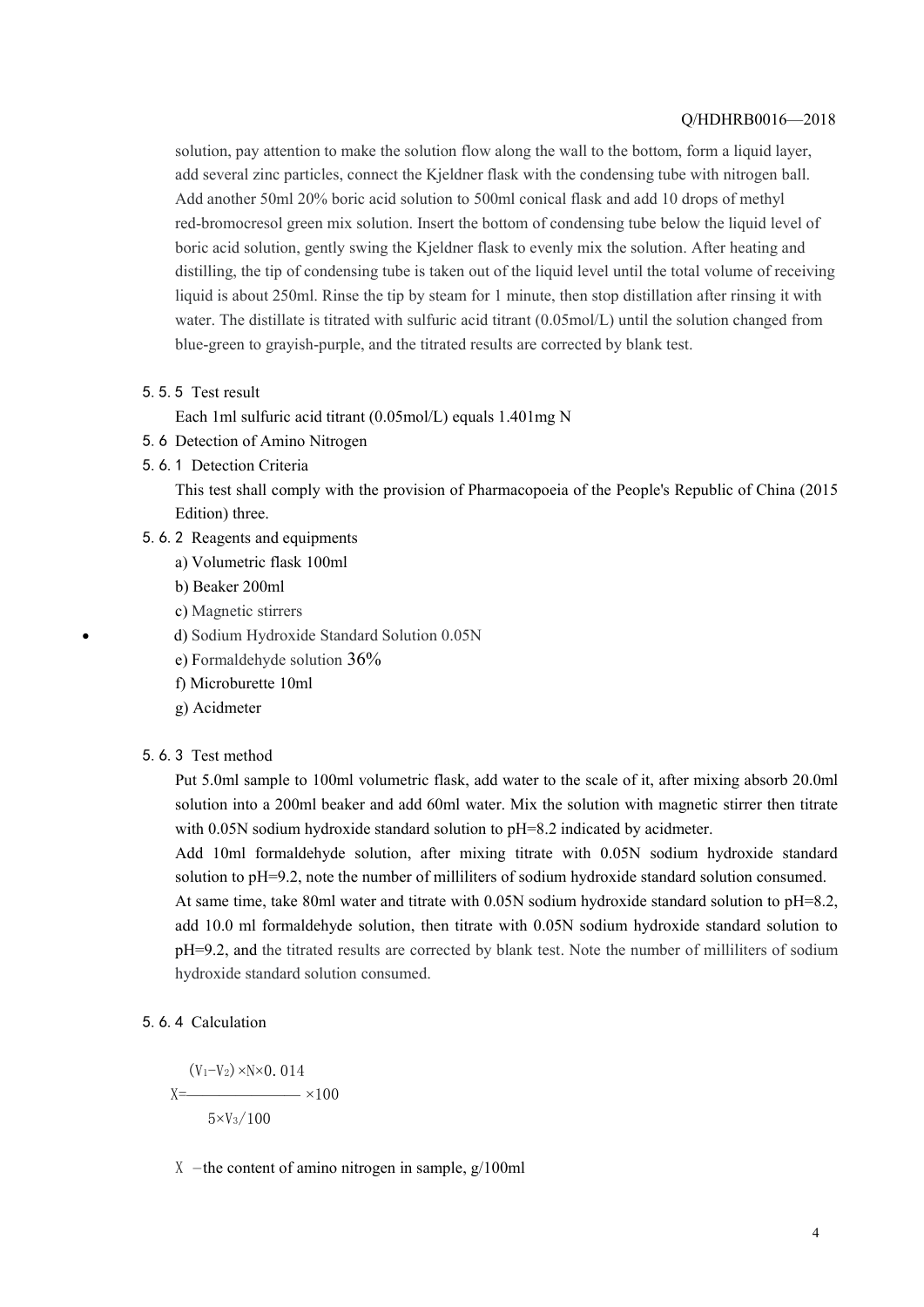solution, pay attention to make the solution flow along the wall to the bottom, form a liquid layer, add several zinc particles, connect the Kjeldner flask with the condensing tube with nitrogen ball. Add another 50ml 20% boric acid solution to 500ml conical flask and add 10 drops of methyl red-bromocresol green mix solution. Insert the bottom of condensing tube below the liquid level of boric acid solution, gently swing the Kjeldner flask to evenly mix the solution. After heating and distilling, the tip of condensing tube is taken out of the liquid level until the total volume of receiving liquid is about 250ml. Rinse the tip by steam for 1 minute, then stop distillation after rinsing it with water. The distillate is titrated with sulfuric acid titrant (0.05mol/L) until the solution changed from blue-green to grayish-purple, and the titrated results are corrected by blank test.

5.5.5 Test result

Each 1ml sulfuric acid titrant (0.05mol/L) equals 1.401mg N

5.6 Detection of Amino Nitrogen

5.6.1 Detection Criteria

This test shall comply with the provision of Pharmacopoeia of the People's Republic of China (2015 Edition) three.

5.6.2 Reagents and equipments

a) Volumetric flask 100ml

b) Beaker 200ml

c) Magnetic stirrers

d) Sodium Hydroxide Standard Solution 0.05N

e) Formaldehyde solution 36%

f) Microburette 10ml

g) Acidmeter

5.6.3 Test method

Put 5.0ml sample to 100ml volumetric flask, add water to the scale of it, after mixing absorb 20.0ml solution into a 200ml beaker and add 60ml water. Mix the solution with magnetic stirrer then titrate with 0.05N sodium hydroxide standard solution to pH=8.2 indicated by acidmeter.

Add 10ml formaldehyde solution, after mixing titrate with 0.05N sodium hydroxide standard solution to pH=9.2, note the number of milliliters of sodium hydroxide standard solution consumed.

At same time, take 80ml water and titrate with 0.05N sodium hydroxide standard solution to pH=8.2, add 10.0 ml formaldehyde solution, then titrate with 0.05N sodium hydroxide standard solution to pH=9.2, and the titrated results are corrected by blank test. Note the number of milliliters of sodium hydroxide standard solution consumed.

5.6.4 Calculation

$$X=\frac{(V_1-V_2)\times N\times 0.014}{5\times V_3/100}\times 100$$

X —the content of amino nitrogen in sample, g/100ml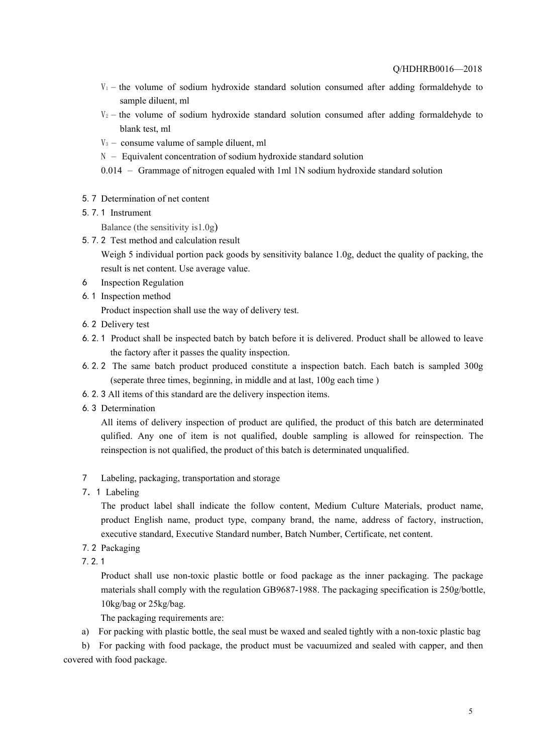$V_1$ – the volume of sodium hydroxide standard solution consumed after adding formaldehyde to sample diluent, ml

$V_2$ – the volume of sodium hydroxide standard solution consumed after adding formaldehyde to blank test, ml

$V_3$ – consume valume of sample diluent, ml

$N$ – Equivalent concentration of sodium hydroxide standard solution

0.014 – Grammage of nitrogen equaled with 1ml 1N sodium hydroxide standard solution

5.7 Determination of net content

5.7.1 Instrument

Balance (the sensitivity is1.0g)

5.7.2 Test method and calculation result

Weigh 5 individual portion pack goods by sensitivity balance 1.0g, deduct the quality of packing, the result is net content. Use average value.

## 6 Inspection Regulation

6.1 Inspection method

Product inspection shall use the way of delivery test.

6.2 Delivery test

6.2.1 Product shall be inspected batch by batch before it is delivered. Product shall be allowed to leave the factory after it passes the quality inspection.

6.2.2 The same batch product produced constitute a inspection batch. Each batch is sampled 300g (seperate three times, beginning, in middle and at last, 100g each time )

6.2.3 All items of this standard are the delivery inspection items.

6.3 Determination

All items of delivery inspection of product are qulified, the product of this batch are determinated qulified. Any one of item is not qualified, double sampling is allowed for reinspection. The reinspection is not qualified, the product of this batch is determinated unqualified.

## 7 Labeling, packaging, transportation and storage

7.1 Labeling

The product label shall indicate the follow content, Medium Culture Materials, product name, product English name, product type, company brand, the name, address of factory, instruction, executive standard, Executive Standard number, Batch Number, Certificate, net content.

7.2 Packaging

7.2.1

Product shall use non-toxic plastic bottle or food package as the inner packaging. The package materials shall comply with the regulation GB9687-1988. The packaging specification is 250g/bottle, 10kg/bag or 25kg/bag.

The packaging requirements are:

a) For packing with plastic bottle, the seal must be waxed and sealed tightly with a non-toxic plastic bag

b) For packing with food package, the product must be vacuumized and sealed with capper, and then covered with food package.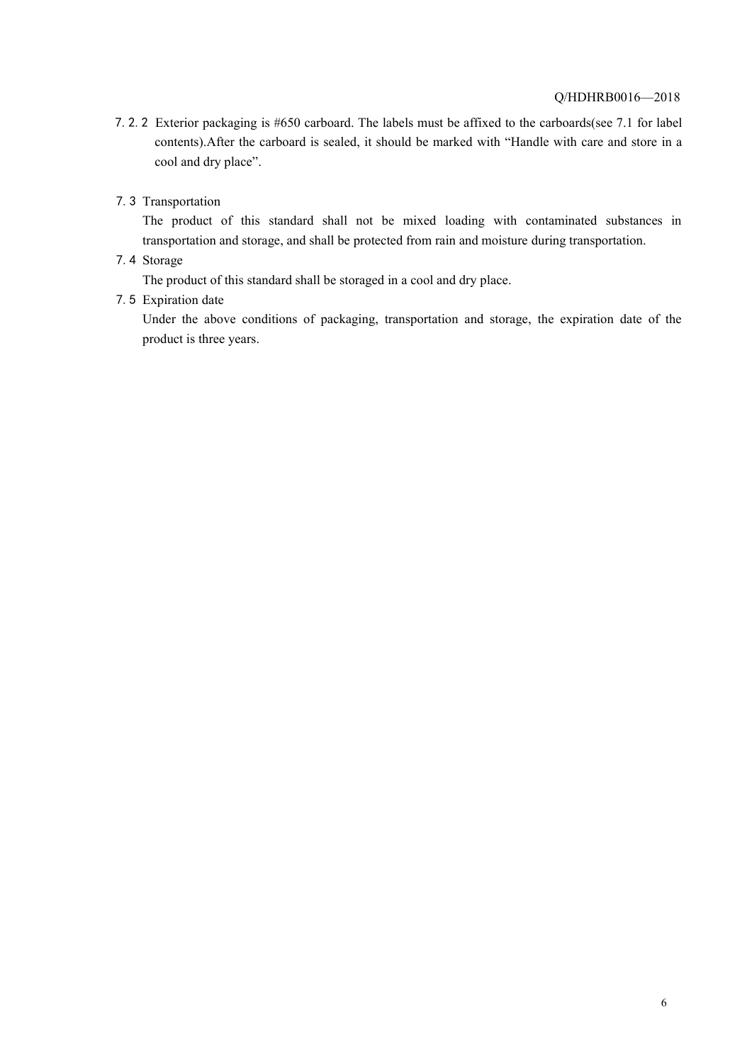7.2.2 Exterior packaging is #650 carboard. The labels must be affixed to the carboards(see 7.1 for label contents).After the carboard is sealed, it should be marked with “Handle with care and store in a cool and dry place”.

7.3 Transportation

The product of this standard shall not be mixed loading with contaminated substances in transportation and storage, and shall be protected from rain and moisture during transportation.

7.4 Storage

The product of this standard shall be storaged in a cool and dry place.

7.5 Expiration date

Under the above conditions of packaging, transportation and storage, the expiration date of the product is three years.